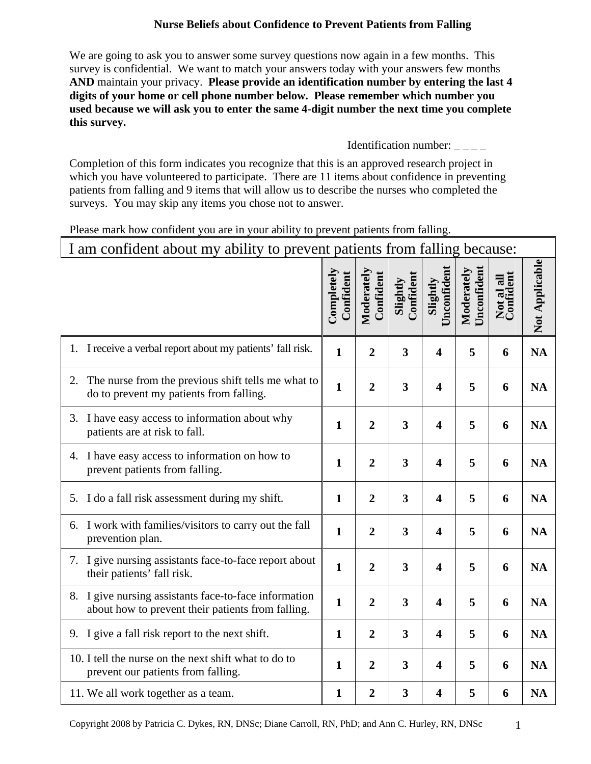# Nurse Beliefs about Confidence to Prevent Patients from Falling

We are going to ask you to answer some survey questions now again in a few months. This survey is confidential. We want to match your answers today with your answers few months **AND** maintain your privacy. **Please provide an identification number by entering the last 4 digits of your home or cell phone number below. Please remember which number you used because we will ask you to enter the same 4-digit number the next time you complete this survey.**

Identification number: _ _ _ _

Completion of this form indicates you recognize that this is an approved research project in which you have volunteered to participate. There are 11 items about confidence in preventing patients from falling and 9 items that will allow us to describe the nurses who completed the surveys. You may skip any items you chose not to answer.

Please mark how confident you are in your ability to prevent patients from falling.

| I am confident about my ability to prevent patients from falling because: | Completely Confident | Moderately Confident | Slightly Confident | Slightly Unconfident | Moderately Unconfident | Not al all Confident | Not Applicable |
|---|---|---|---|---|---|---|---|
| 1. I receive a verbal report about my patients' fall risk. | **1** | **2** | **3** | **4** | **5** | **6** | **NA** |
| 2. The nurse from the previous shift tells me what to do to prevent my patients from falling. | **1** | **2** | **3** | **4** | **5** | **6** | **NA** |
| 3. I have easy access to information about why patients are at risk to fall. | **1** | **2** | **3** | **4** | **5** | **6** | **NA** |
| 4. I have easy access to information on how to prevent patients from falling. | **1** | **2** | **3** | **4** | **5** | **6** | **NA** |
| 5. I do a fall risk assessment during my shift. | **1** | **2** | **3** | **4** | **5** | **6** | **NA** |
| 6. I work with families/visitors to carry out the fall prevention plan. | **1** | **2** | **3** | **4** | **5** | **6** | **NA** |
| 7. I give nursing assistants face-to-face report about their patients' fall risk. | **1** | **2** | **3** | **4** | **5** | **6** | **NA** |
| 8. I give nursing assistants face-to-face information about how to prevent their patients from falling. | **1** | **2** | **3** | **4** | **5** | **6** | **NA** |
| 9. I give a fall risk report to the next shift. | **1** | **2** | **3** | **4** | **5** | **6** | **NA** |
| 10. I tell the nurse on the next shift what to do to prevent our patients from falling. | **1** | **2** | **3** | **4** | **5** | **6** | **NA** |
| 11. We all work together as a team. | **1** | **2** | **3** | **4** | **5** | **6** | **NA** |

Copyright 2008 by Patricia C. Dykes, RN, DNSc; Diane Carroll, RN, PhD; and Ann C. Hurley, RN, DNSc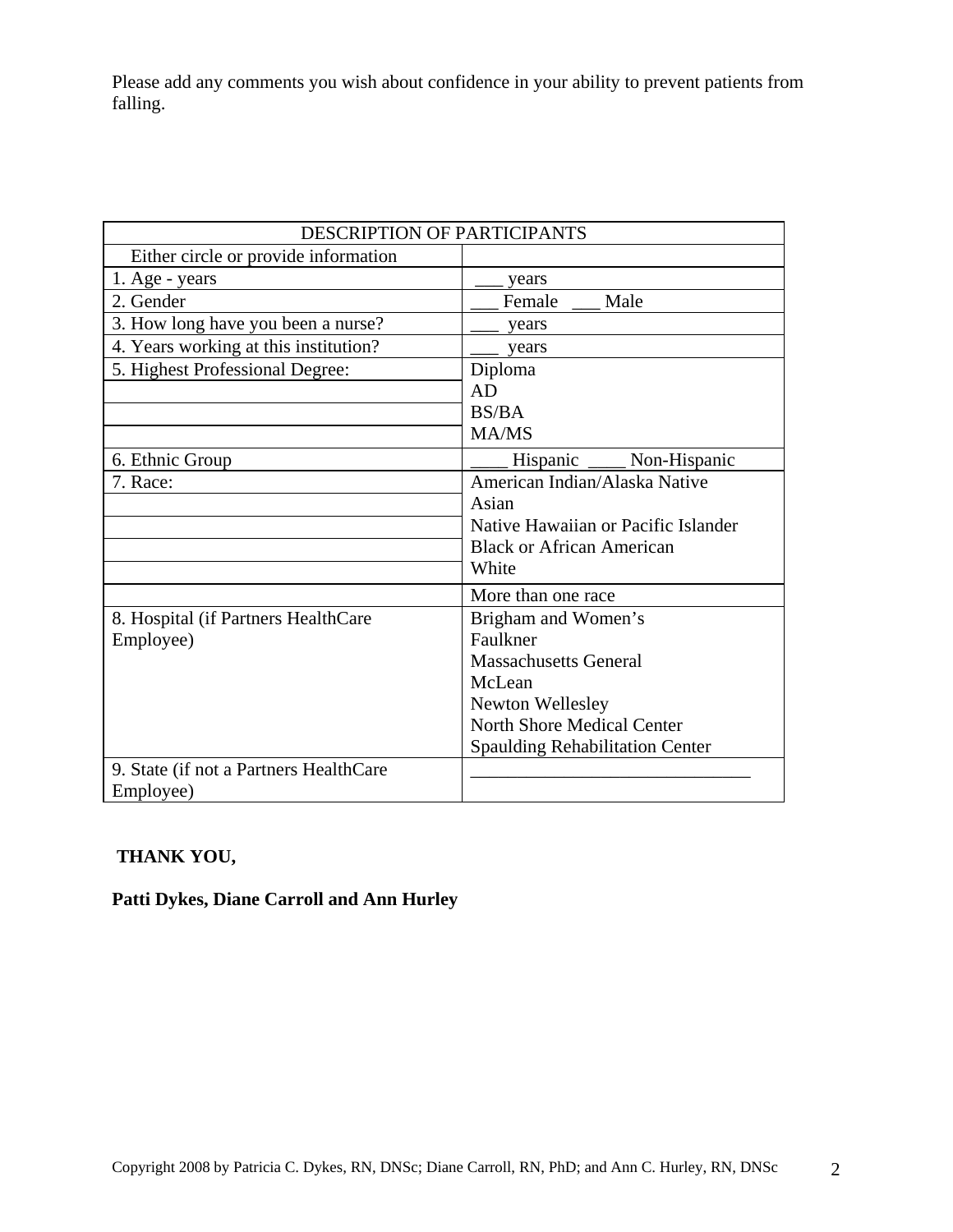Please add any comments you wish about confidence in your ability to prevent patients from falling.

| DESCRIPTION OF PARTICIPANTS | |
|---|---|
| Either circle or provide information | |
| 1. Age - years | ___ years |
| 2. Gender | ___ Female ___ Male |
| 3. How long have you been a nurse? | ___ years |
| 4. Years working at this institution? | ___ years |
| 5. Highest Professional Degree: | Diploma<br>AD<br>BS/BA<br>MA/MS |
| 6. Ethnic Group | ____ Hispanic ____ Non-Hispanic |
| 7. Race: | American Indian/Alaska Native<br>Asian<br>Native Hawaiian or Pacific Islander<br>Black or African American<br>White |
| | More than one race |
| 8. Hospital (if Partners HealthCare Employee) | Brigham and Women's<br>Faulkner<br>Massachusetts General<br>McLean<br>Newton Wellesley<br>North Shore Medical Center<br>Spaulding Rehabilitation Center |
| 9. State (if not a Partners HealthCare Employee) | ______________________________ |

**THANK YOU,**

**Patti Dykes, Diane Carroll and Ann Hurley**

Copyright 2008 by Patricia C. Dykes, RN, DNSc; Diane Carroll, RN, PhD; and Ann C. Hurley, RN, DNSc